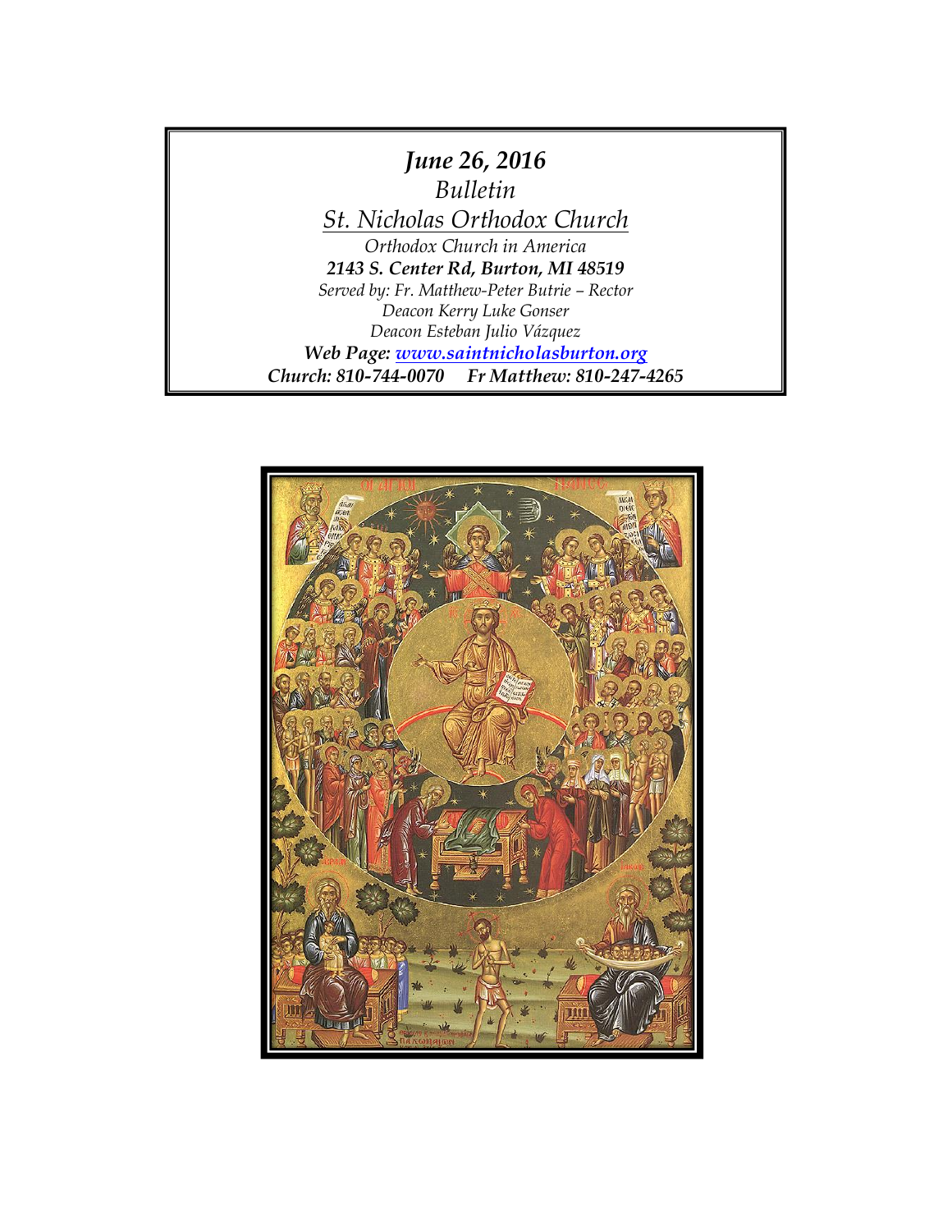***June 26, 2016***

*Bulletin*

*St. Nicholas Orthodox Church*

*Orthodox Church in America*

***2143 S. Center Rd, Burton, MI 48519***

*Served by: Fr. Matthew-Peter Butrie – Rector*

*Deacon Kerry Luke Gonser*

*Deacon Esteban Julio Vázquez*

***Web Page: [www.saintnicholasburton.org](www.saintnicholasburton.org)***

***Church: 810-744-0070 Fr Matthew: 810-247-4265***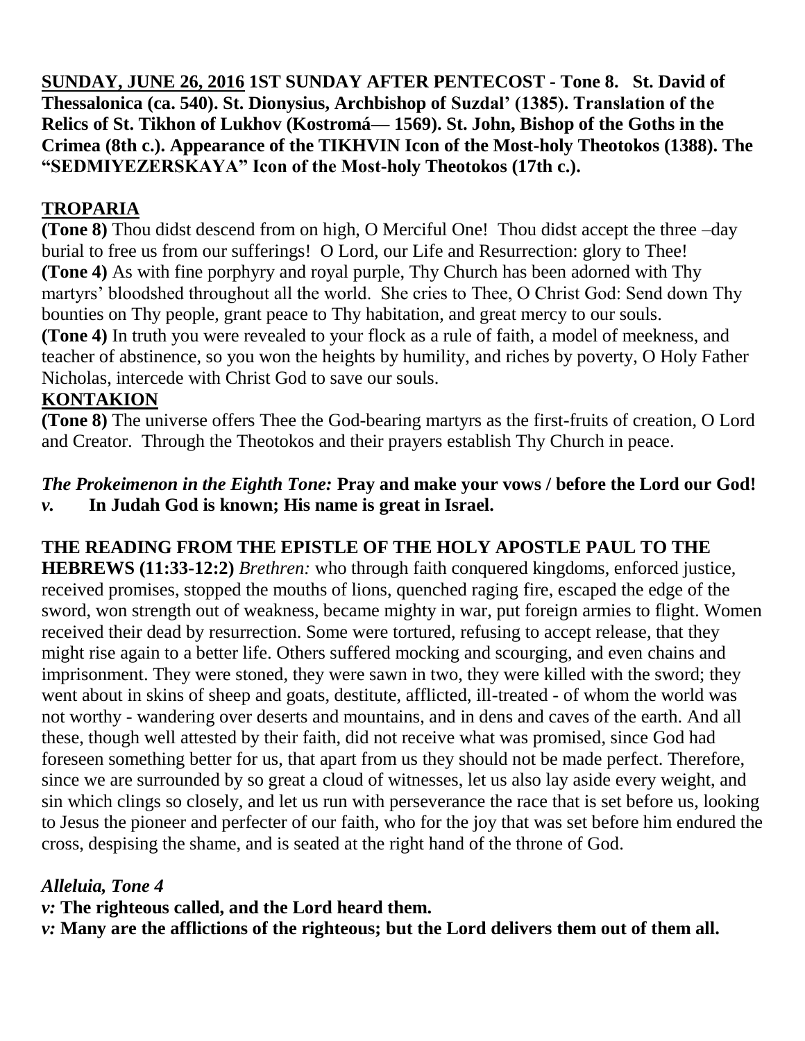**SUNDAY, JUNE 26, 2016 1ST SUNDAY AFTER PENTECOST - Tone 8. St. David of Thessalonica (ca. 540). St. Dionysius, Archbishop of Suzdal' (1385). Translation of the Relics of St. Tikhon of Lukhov (Kostromá— 1569). St. John, Bishop of the Goths in the Crimea (8th c.). Appearance of the TIKHVIN Icon of the Most-holy Theotokos (1388). The "SEDMIYEZERSKAYA" Icon of the Most-holy Theotokos (17th c.).**

## TROPARIA

**(Tone 8)** Thou didst descend from on high, O Merciful One! Thou didst accept the three –day burial to free us from our sufferings! O Lord, our Life and Resurrection: glory to Thee!

**(Tone 4)** As with fine porphyry and royal purple, Thy Church has been adorned with Thy martyrs' bloodshed throughout all the world. She cries to Thee, O Christ God: Send down Thy bounties on Thy people, grant peace to Thy habitation, and great mercy to our souls.

**(Tone 4)** In truth you were revealed to your flock as a rule of faith, a model of meekness, and teacher of abstinence, so you won the heights by humility, and riches by poverty, O Holy Father Nicholas, intercede with Christ God to save our souls.

## KONTAKION

**(Tone 8)** The universe offers Thee the God-bearing martyrs as the first-fruits of creation, O Lord and Creator. Through the Theotokos and their prayers establish Thy Church in peace.

***The Prokeimenon in the Eighth Tone:*** **Pray and make your vows / before the Lord our God!**
***v.*** **In Judah God is known; His name is great in Israel.**

**THE READING FROM THE EPISTLE OF THE HOLY APOSTLE PAUL TO THE HEBREWS (11:33-12:2)** *Brethren:* who through faith conquered kingdoms, enforced justice, received promises, stopped the mouths of lions, quenched raging fire, escaped the edge of the sword, won strength out of weakness, became mighty in war, put foreign armies to flight. Women received their dead by resurrection. Some were tortured, refusing to accept release, that they might rise again to a better life. Others suffered mocking and scourging, and even chains and imprisonment. They were stoned, they were sawn in two, they were killed with the sword; they went about in skins of sheep and goats, destitute, afflicted, ill-treated - of whom the world was not worthy - wandering over deserts and mountains, and in dens and caves of the earth. And all these, though well attested by their faith, did not receive what was promised, since God had foreseen something better for us, that apart from us they should not be made perfect. Therefore, since we are surrounded by so great a cloud of witnesses, let us also lay aside every weight, and sin which clings so closely, and let us run with perseverance the race that is set before us, looking to Jesus the pioneer and perfecter of our faith, who for the joy that was set before him endured the cross, despising the shame, and is seated at the right hand of the throne of God.

***Alleluia, Tone 4***

***v:*** **The righteous called, and the Lord heard them.**
***v:*** **Many are the afflictions of the righteous; but the Lord delivers them out of them all.**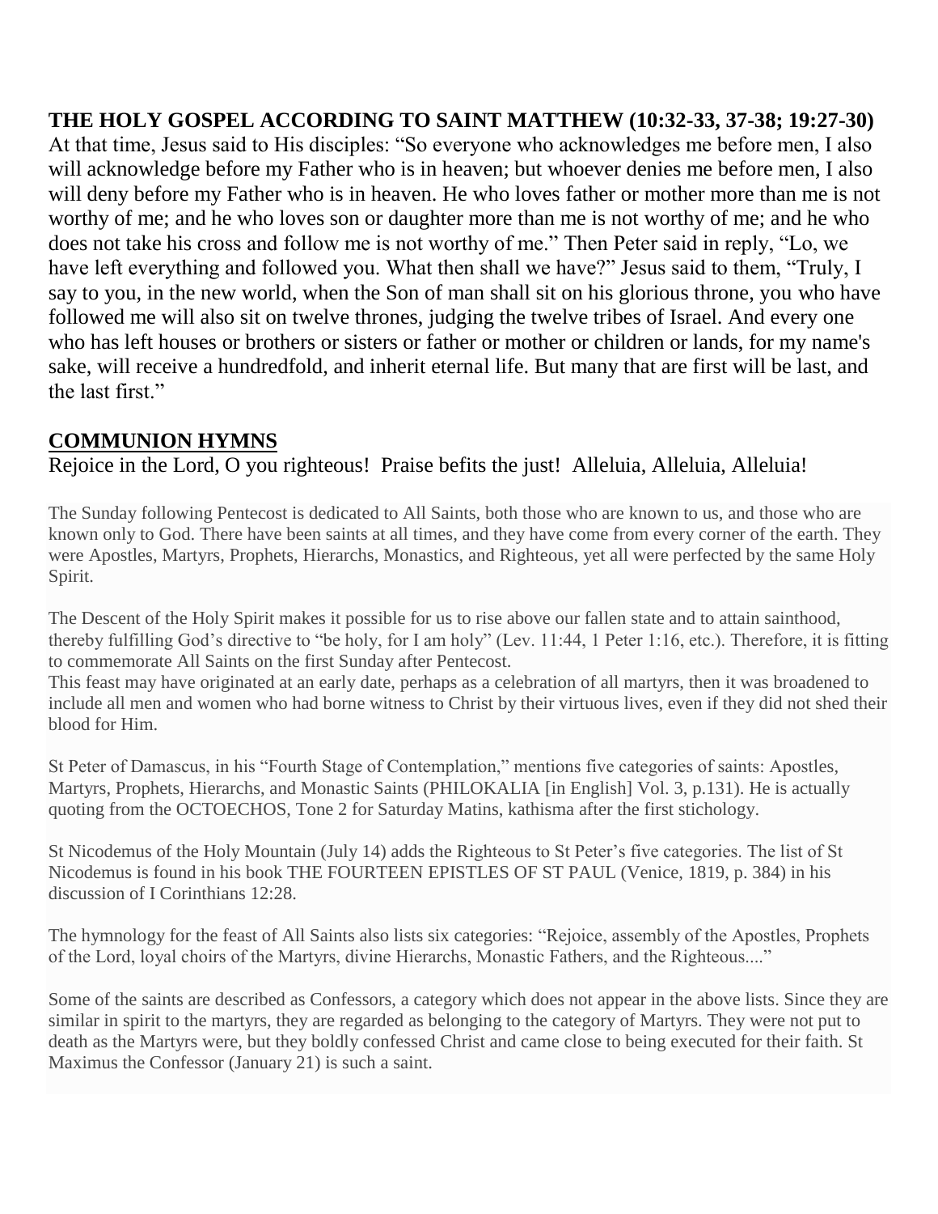**THE HOLY GOSPEL ACCORDING TO SAINT MATTHEW (10:32-33, 37-38; 19:27-30)**
At that time, Jesus said to His disciples: "So everyone who acknowledges me before men, I also will acknowledge before my Father who is in heaven; but whoever denies me before men, I also will deny before my Father who is in heaven. He who loves father or mother more than me is not worthy of me; and he who loves son or daughter more than me is not worthy of me; and he who does not take his cross and follow me is not worthy of me." Then Peter said in reply, "Lo, we have left everything and followed you. What then shall we have?" Jesus said to them, "Truly, I say to you, in the new world, when the Son of man shall sit on his glorious throne, you who have followed me will also sit on twelve thrones, judging the twelve tribes of Israel. And every one who has left houses or brothers or sisters or father or mother or children or lands, for my name's sake, will receive a hundredfold, and inherit eternal life. But many that are first will be last, and the last first."

## COMMUNION HYMNS

Rejoice in the Lord, O you righteous! Praise befits the just! Alleluia, Alleluia, Alleluia!

The Sunday following Pentecost is dedicated to All Saints, both those who are known to us, and those who are known only to God. There have been saints at all times, and they have come from every corner of the earth. They were Apostles, Martyrs, Prophets, Hierarchs, Monastics, and Righteous, yet all were perfected by the same Holy Spirit.

The Descent of the Holy Spirit makes it possible for us to rise above our fallen state and to attain sainthood, thereby fulfilling God's directive to "be holy, for I am holy" (Lev. 11:44, 1 Peter 1:16, etc.). Therefore, it is fitting to commemorate All Saints on the first Sunday after Pentecost.
This feast may have originated at an early date, perhaps as a celebration of all martyrs, then it was broadened to include all men and women who had borne witness to Christ by their virtuous lives, even if they did not shed their blood for Him.

St Peter of Damascus, in his "Fourth Stage of Contemplation," mentions five categories of saints: Apostles, Martyrs, Prophets, Hierarchs, and Monastic Saints (PHILOKALIA [in English] Vol. 3, p.131). He is actually quoting from the OCTOECHOS, Tone 2 for Saturday Matins, kathisma after the first stichology.

St Nicodemus of the Holy Mountain (July 14) adds the Righteous to St Peter's five categories. The list of St Nicodemus is found in his book THE FOURTEEN EPISTLES OF ST PAUL (Venice, 1819, p. 384) in his discussion of I Corinthians 12:28.

The hymnology for the feast of All Saints also lists six categories: "Rejoice, assembly of the Apostles, Prophets of the Lord, loyal choirs of the Martyrs, divine Hierarchs, Monastic Fathers, and the Righteous...."

Some of the saints are described as Confessors, a category which does not appear in the above lists. Since they are similar in spirit to the martyrs, they are regarded as belonging to the category of Martyrs. They were not put to death as the Martyrs were, but they boldly confessed Christ and came close to being executed for their faith. St Maximus the Confessor (January 21) is such a saint.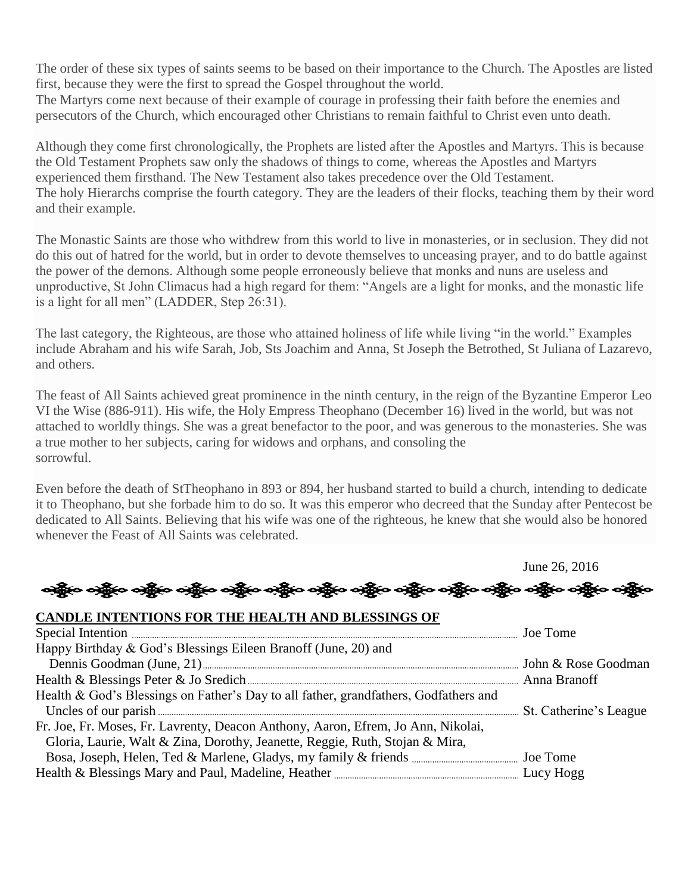The order of these six types of saints seems to be based on their importance to the Church. The Apostles are listed first, because they were the first to spread the Gospel throughout the world.
The Martyrs come next because of their example of courage in professing their faith before the enemies and persecutors of the Church, which encouraged other Christians to remain faithful to Christ even unto death.

Although they come first chronologically, the Prophets are listed after the Apostles and Martyrs. This is because the Old Testament Prophets saw only the shadows of things to come, whereas the Apostles and Martyrs experienced them firsthand. The New Testament also takes precedence over the Old Testament.
The holy Hierarchs comprise the fourth category. They are the leaders of their flocks, teaching them by their word and their example.

The Monastic Saints are those who withdrew from this world to live in monasteries, or in seclusion. They did not do this out of hatred for the world, but in order to devote themselves to unceasing prayer, and to do battle against the power of the demons. Although some people erroneously believe that monks and nuns are useless and unproductive, St John Climacus had a high regard for them: "Angels are a light for monks, and the monastic life is a light for all men" (LADDER, Step 26:31).

The last category, the Righteous, are those who attained holiness of life while living "in the world." Examples include Abraham and his wife Sarah, Job, Sts Joachim and Anna, St Joseph the Betrothed, St Juliana of Lazarevo, and others.

The feast of All Saints achieved great prominence in the ninth century, in the reign of the Byzantine Emperor Leo VI the Wise (886-911). His wife, the Holy Empress Theophano (December 16) lived in the world, but was not attached to worldly things. She was a great benefactor to the poor, and was generous to the monasteries. She was a true mother to her subjects, caring for widows and orphans, and consoling the sorrowful.

Even before the death of StTheophano in 893 or 894, her husband started to build a church, intending to dedicate it to Theophano, but she forbade him to do so. It was this emperor who decreed that the Sunday after Pentecost be dedicated to All Saints. Believing that his wife was one of the righteous, he knew that she would also be honored whenever the Feast of All Saints was celebrated.

June 26, 2016

## CANDLE INTENTIONS FOR THE HEALTH AND BLESSINGS OF

Special Intention ........ Joe Tome

Happy Birthday & God's Blessings Eileen Branoff (June, 20) and Dennis Goodman (June, 21) ........ John & Rose Goodman

Health & Blessings Peter & Jo Sredich ........ Anna Branoff

Health & God's Blessings on Father's Day to all father, grandfathers, Godfathers and Uncles of our parish ........ St. Catherine's League

Fr. Joe, Fr. Moses, Fr. Lavrenty, Deacon Anthony, Aaron, Efrem, Jo Ann, Nikolai, Gloria, Laurie, Walt & Zina, Dorothy, Jeanette, Reggie, Ruth, Stojan & Mira, Bosa, Joseph, Helen, Ted & Marlene, Gladys, my family & friends ........ Joe Tome

Health & Blessings Mary and Paul, Madeline, Heather ........ Lucy Hogg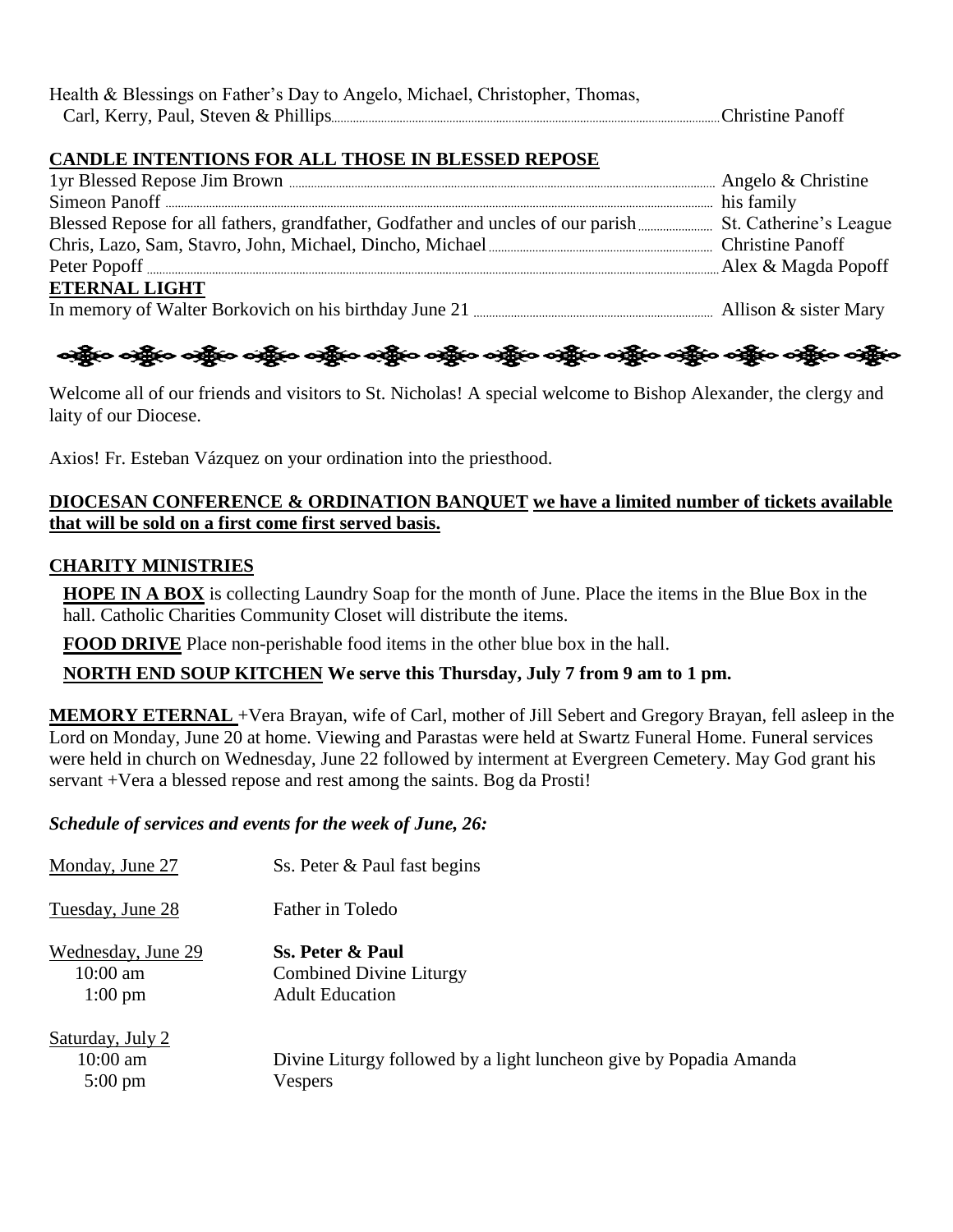Health & Blessings on Father's Day to Angelo, Michael, Christopher, Thomas, Carl, Kerry, Paul, Steven & Phillips ........ Christine Panoff

**CANDLE INTENTIONS FOR ALL THOSE IN BLESSED REPOSE**

1yr Blessed Repose Jim Brown ........ Angelo & Christine
Simeon Panoff ........ his family
Blessed Repose for all fathers, grandfather, Godfather and uncles of our parish ........ St. Catherine's League
Chris, Lazo, Sam, Stavro, John, Michael, Dincho, Michael ........ Christine Panoff
Peter Popoff ........ Alex & Magda Popoff

**ETERNAL LIGHT**

In memory of Walter Borkovich on his birthday June 21 ........ Allison & sister Mary

---

Welcome all of our friends and visitors to St. Nicholas! A special welcome to Bishop Alexander, the clergy and laity of our Diocese.

Axios! Fr. Esteban Vázquez on your ordination into the priesthood.

**DIOCESAN CONFERENCE & ORDINATION BANQUET we have a limited number of tickets available that will be sold on a first come first served basis.**

**CHARITY MINISTRIES**

**HOPE IN A BOX** is collecting Laundry Soap for the month of June. Place the items in the Blue Box in the hall. Catholic Charities Community Closet will distribute the items.

**FOOD DRIVE** Place non-perishable food items in the other blue box in the hall.

**NORTH END SOUP KITCHEN We serve this Thursday, July 7 from 9 am to 1 pm.**

**MEMORY ETERNAL** +Vera Brayan, wife of Carl, mother of Jill Sebert and Gregory Brayan, fell asleep in the Lord on Monday, June 20 at home. Viewing and Parastas were held at Swartz Funeral Home. Funeral services were held in church on Wednesday, June 22 followed by interment at Evergreen Cemetery. May God grant his servant +Vera a blessed repose and rest among the saints. Bog da Prosti!

***Schedule of services and events for the week of June, 26:***

Monday, June 27 — Ss. Peter & Paul fast begins

Tuesday, June 28 — Father in Toledo

Wednesday, June 29 — **Ss. Peter & Paul**
- 10:00 am — Combined Divine Liturgy
- 1:00 pm — Adult Education

Saturday, July 2
- 10:00 am — Divine Liturgy followed by a light luncheon give by Popadia Amanda
- 5:00 pm — Vespers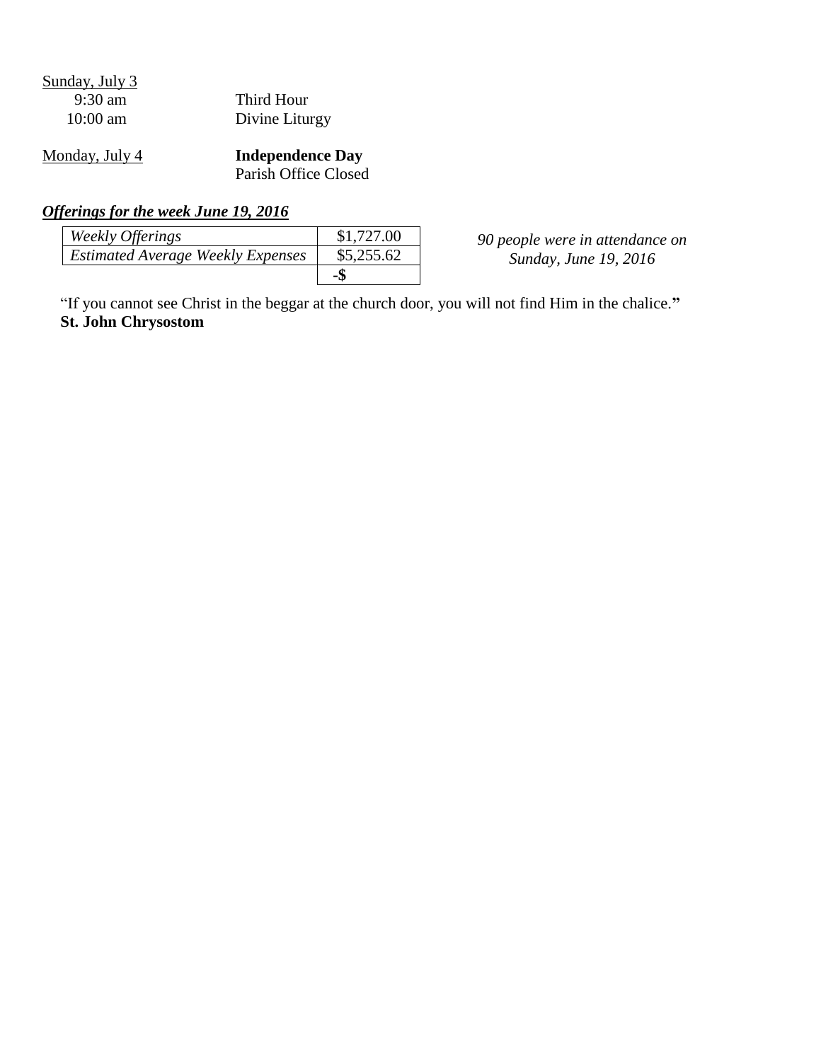Sunday, July 3

9:30 am Third Hour

10:00 am Divine Liturgy

Monday, July 4 **Independence Day**

Parish Office Closed

***Offerings for the week June 19, 2016***

| | |
|---|---|
| *Weekly Offerings* | $1,727.00 |
| *Estimated Average Weekly Expenses* | $5,255.62 |
| | **-$** |

*90 people were in attendance on Sunday, June 19, 2016*

"If you cannot see Christ in the beggar at the church door, you will not find Him in the chalice."
**St. John Chrysostom**